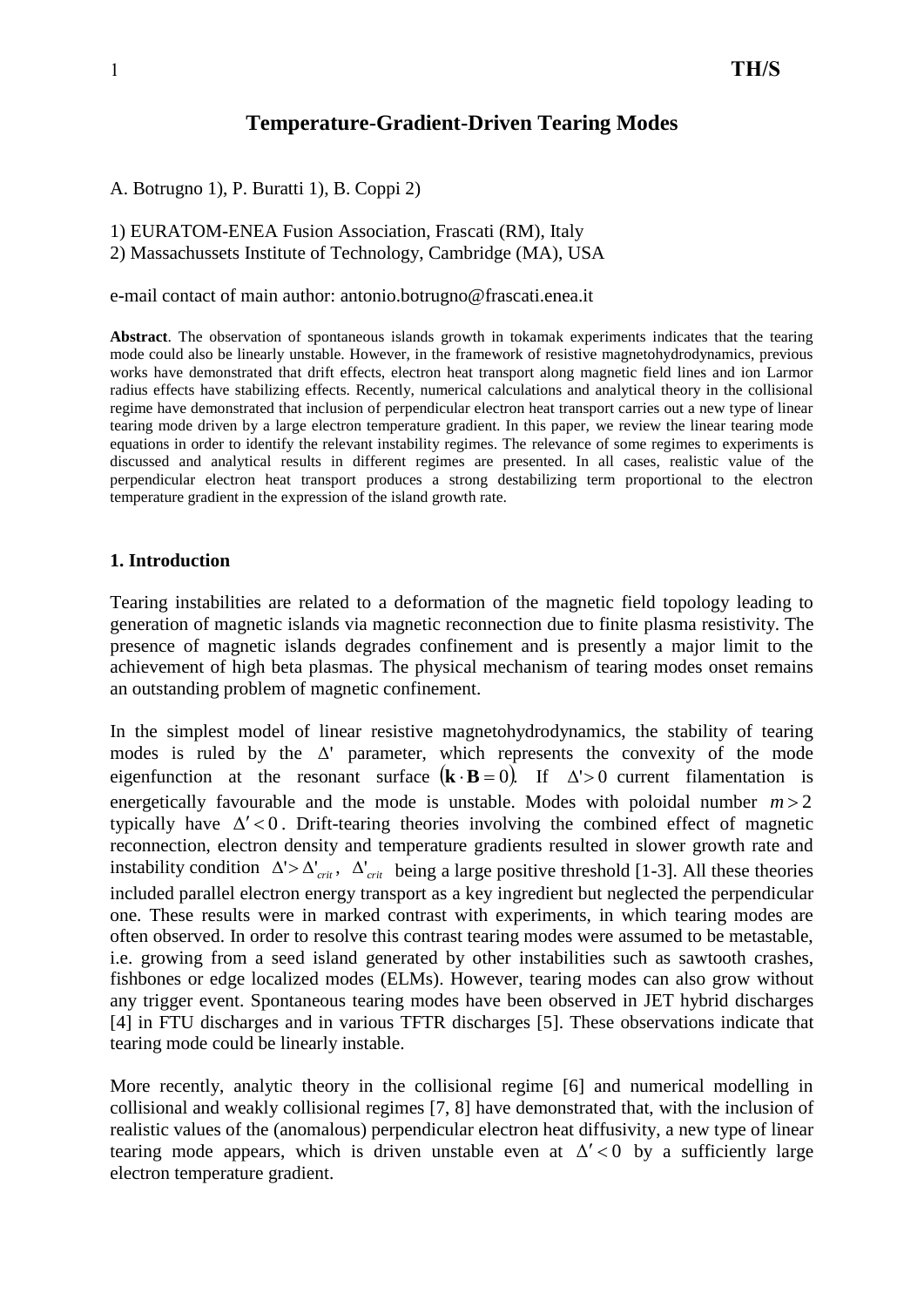# Temperature-Gradient-Driven Tearing Modes

A. Botrugno 1), P. Buratti 1), B. Coppi 2)

1) EURATOM-ENEA Fusion Association, Frascati (RM), Italy
2) Massachussets Institute of Technology, Cambridge (MA), USA

e-mail contact of main author: antonio.botrugno@frascati.enea.it

**Abstract**. The observation of spontaneous islands growth in tokamak experiments indicates that the tearing mode could also be linearly unstable. However, in the framework of resistive magnetohydrodynamics, previous works have demonstrated that drift effects, electron heat transport along magnetic field lines and ion Larmor radius effects have stabilizing effects. Recently, numerical calculations and analytical theory in the collisional regime have demonstrated that inclusion of perpendicular electron heat transport carries out a new type of linear tearing mode driven by a large electron temperature gradient. In this paper, we review the linear tearing mode equations in order to identify the relevant instability regimes. The relevance of some regimes to experiments is discussed and analytical results in different regimes are presented. In all cases, realistic value of the perpendicular electron heat transport produces a strong destabilizing term proportional to the electron temperature gradient in the expression of the island growth rate.

## 1. Introduction

Tearing instabilities are related to a deformation of the magnetic field topology leading to generation of magnetic islands via magnetic reconnection due to finite plasma resistivity. The presence of magnetic islands degrades confinement and is presently a major limit to the achievement of high beta plasmas. The physical mechanism of tearing modes onset remains an outstanding problem of magnetic confinement.

In the simplest model of linear resistive magnetohydrodynamics, the stability of tearing modes is ruled by the $\Delta'$ parameter, which represents the convexity of the mode eigenfunction at the resonant surface $(\mathbf{k} \cdot \mathbf{B} = 0)$. If $\Delta' > 0$ current filamentation is energetically favourable and the mode is unstable. Modes with poloidal number $m > 2$ typically have $\Delta' < 0$. Drift-tearing theories involving the combined effect of magnetic reconnection, electron density and temperature gradients resulted in slower growth rate and instability condition $\Delta' > \Delta'_{crit}$, $\Delta'_{crit}$ being a large positive threshold [1-3]. All these theories included parallel electron energy transport as a key ingredient but neglected the perpendicular one. These results were in marked contrast with experiments, in which tearing modes are often observed. In order to resolve this contrast tearing modes were assumed to be metastable, i.e. growing from a seed island generated by other instabilities such as sawtooth crashes, fishbones or edge localized modes (ELMs). However, tearing modes can also grow without any trigger event. Spontaneous tearing modes have been observed in JET hybrid discharges [4] in FTU discharges and in various TFTR discharges [5]. These observations indicate that tearing mode could be linearly instable.

More recently, analytic theory in the collisional regime [6] and numerical modelling in collisional and weakly collisional regimes [7, 8] have demonstrated that, with the inclusion of realistic values of the (anomalous) perpendicular electron heat diffusivity, a new type of linear tearing mode appears, which is driven unstable even at $\Delta' < 0$ by a sufficiently large electron temperature gradient.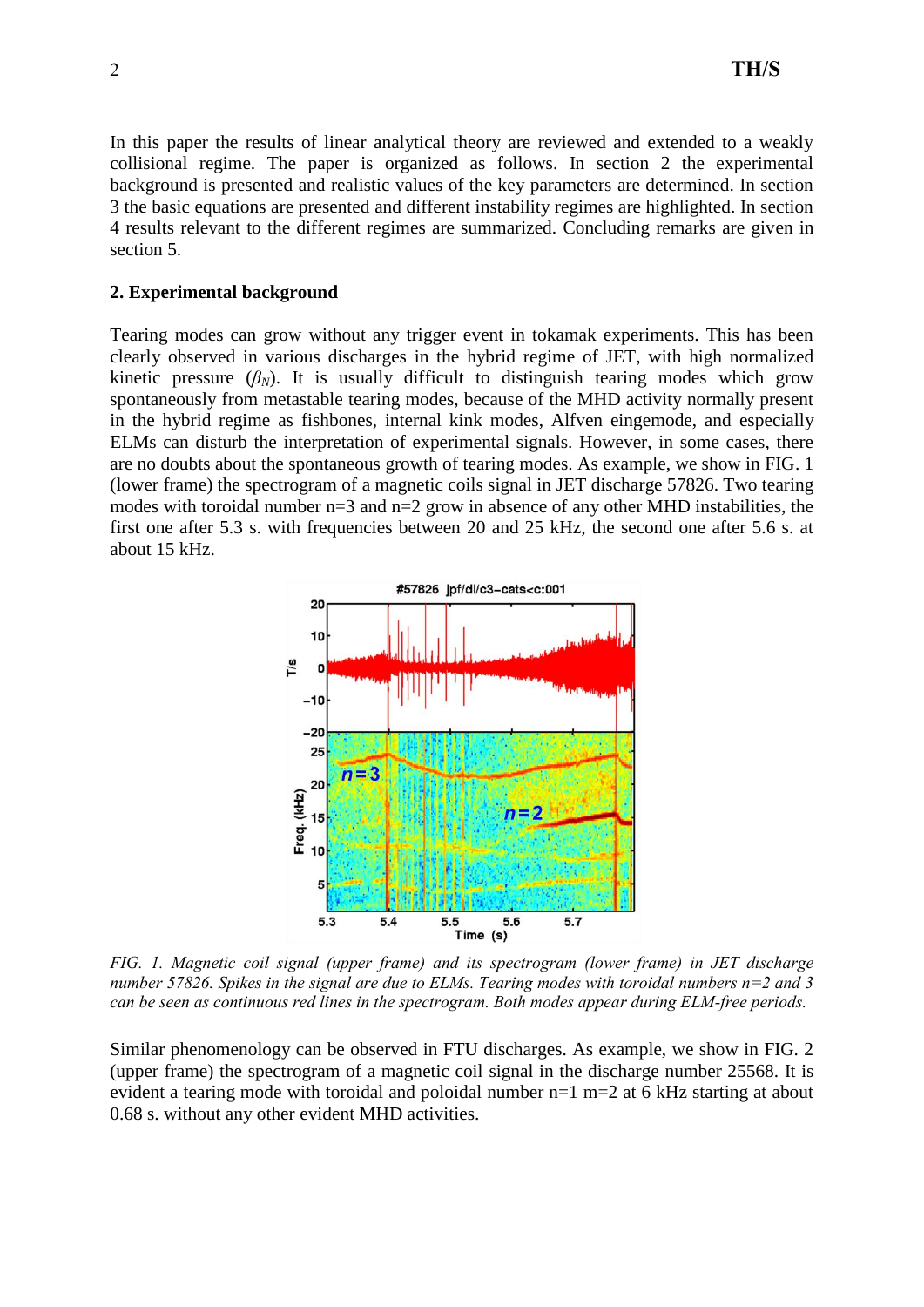In this paper the results of linear analytical theory are reviewed and extended to a weakly collisional regime. The paper is organized as follows. In section 2 the experimental background is presented and realistic values of the key parameters are determined. In section 3 the basic equations are presented and different instability regimes are highlighted. In section 4 results relevant to the different regimes are summarized. Concluding remarks are given in section 5.

## 2. Experimental background

Tearing modes can grow without any trigger event in tokamak experiments. This has been clearly observed in various discharges in the hybrid regime of JET, with high normalized kinetic pressure ($\beta_N$). It is usually difficult to distinguish tearing modes which grow spontaneously from metastable tearing modes, because of the MHD activity normally present in the hybrid regime as fishbones, internal kink modes, Alfven eingemode, and especially ELMs can disturb the interpretation of experimental signals. However, in some cases, there are no doubts about the spontaneous growth of tearing modes. As example, we show in FIG. 1 (lower frame) the spectrogram of a magnetic coils signal in JET discharge 57826. Two tearing modes with toroidal number n=3 and n=2 grow in absence of any other MHD instabilities, the first one after 5.3 s. with frequencies between 20 and 25 kHz, the second one after 5.6 s. at about 15 kHz.

*FIG. 1. Magnetic coil signal (upper frame) and its spectrogram (lower frame) in JET discharge number 57826. Spikes in the signal are due to ELMs. Tearing modes with toroidal numbers n=2 and 3 can be seen as continuous red lines in the spectrogram. Both modes appear during ELM-free periods.*

Similar phenomenology can be observed in FTU discharges. As example, we show in FIG. 2 (upper frame) the spectrogram of a magnetic coil signal in the discharge number 25568. It is evident a tearing mode with toroidal and poloidal number n=1 m=2 at 6 kHz starting at about 0.68 s. without any other evident MHD activities.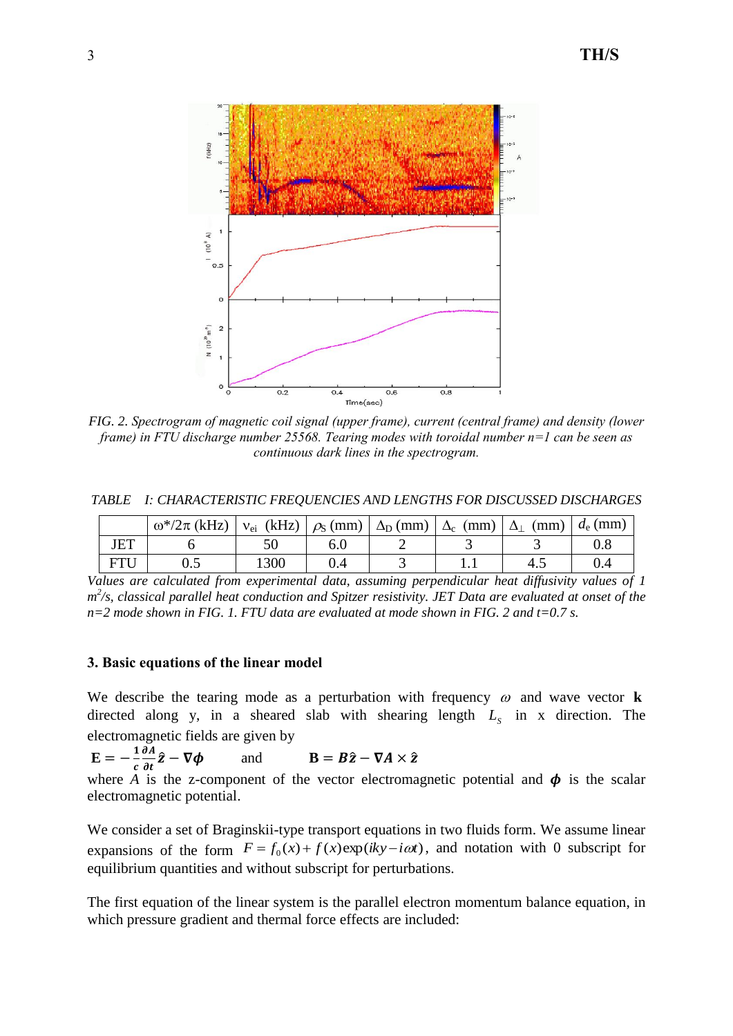*FIG. 2. Spectrogram of magnetic coil signal (upper frame), current (central frame) and density (lower frame) in FTU discharge number 25568. Tearing modes with toroidal number n=1 can be seen as continuous dark lines in the spectrogram.*

*TABLE I: CHARACTERISTIC FREQUENCIES AND LENGTHS FOR DISCUSSED DISCHARGES*

| | $\omega^*/2\pi$ (kHz) | $\nu_{ei}$ (kHz) | $\rho_S$ (mm) | $\Delta_D$ (mm) | $\Delta_c$ (mm) | $\Delta_\perp$ (mm) | $d_e$ (mm) |
|---|---|---|---|---|---|---|---|
| JET | 6 | 50 | 6.0 | 2 | 3 | 3 | 0.8 |
| FTU | 0.5 | 1300 | 0.4 | 3 | 1.1 | 4.5 | 0.4 |

*Values are calculated from experimental data, assuming perpendicular heat diffusivity values of 1 $m^2/s$, classical parallel heat conduction and Spitzer resistivity. JET Data are evaluated at onset of the n=2 mode shown in FIG. 1. FTU data are evaluated at mode shown in FIG. 2 and t=0.7 s.*

### 3. Basic equations of the linear model

We describe the tearing mode as a perturbation with frequency $\omega$ and wave vector $\mathbf{k}$ directed along y, in a sheared slab with shearing length $L_s$ in x direction. The electromagnetic fields are given by

$$\mathbf{E} = -\frac{1}{c}\frac{\partial A}{\partial t}\hat{\mathbf{z}} - \nabla\phi \qquad \text{and} \qquad \mathbf{B} = B\hat{\mathbf{z}} - \nabla A \times \hat{\mathbf{z}}$$

where $A$ is the z-component of the vector electromagnetic potential and $\phi$ is the scalar electromagnetic potential.

We consider a set of Braginskii-type transport equations in two fluids form. We assume linear expansions of the form $F = f_0(x) + f(x)\exp(iky - i\omega t)$, and notation with 0 subscript for equilibrium quantities and without subscript for perturbations.

The first equation of the linear system is the parallel electron momentum balance equation, in which pressure gradient and thermal force effects are included: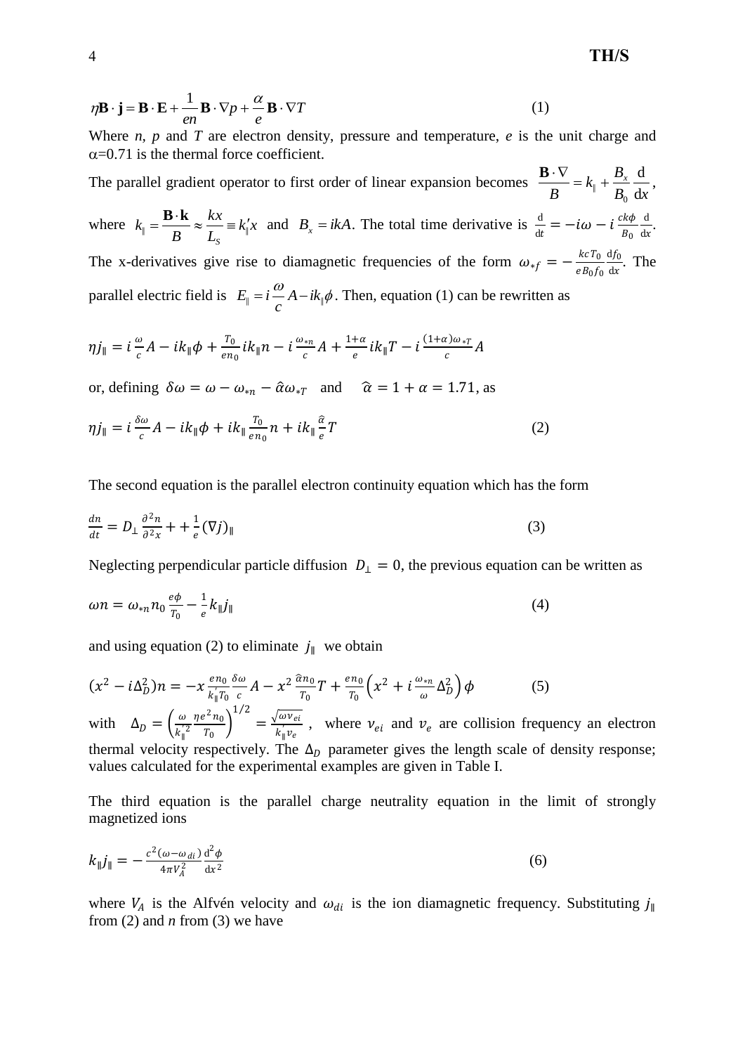$$\eta \mathbf{B} \cdot \mathbf{j} = \mathbf{B} \cdot \mathbf{E} + \frac{1}{en} \mathbf{B} \cdot \nabla p + \frac{\alpha}{e} \mathbf{B} \cdot \nabla T \tag{1}$$

Where *n, p* and *T* are electron density, pressure and temperature, *e* is the unit charge and $\alpha$=0.71 is the thermal force coefficient.

The parallel gradient operator to first order of linear expansion becomes $\frac{\mathbf{B} \cdot \nabla}{B} = k_\parallel + \frac{B_x}{B_0} \frac{\mathrm{d}}{\mathrm{d}x}$,

where $k_\parallel = \frac{\mathbf{B} \cdot \mathbf{k}}{B} \approx \frac{kx}{L_S} \equiv k_\parallel' x$ and $B_x = ikA$. The total time derivative is $\frac{\mathrm{d}}{\mathrm{d}t} = -i\omega - i\,\frac{ck\phi}{B_0}\frac{\mathrm{d}}{\mathrm{d}x}$.

The x-derivatives give rise to diamagnetic frequencies of the form $\omega_{*f} = -\frac{kcT_0}{eB_0 f_0}\frac{\mathrm{d}f_0}{\mathrm{d}x}$. The parallel electric field is $E_\parallel = i\frac{\omega}{c}A - ik_\parallel \phi$. Then, equation (1) can be rewritten as

$$\eta j_\parallel = i\,\frac{\omega}{c}A - ik_\parallel \phi + \frac{T_0}{en_0}ik_\parallel n - i\,\frac{\omega_{*n}}{c}A + \frac{1+\alpha}{e}ik_\parallel T - i\,\frac{(1+\alpha)\omega_{*T}}{c}A$$

or, defining $\delta\omega = \omega - \omega_{*n} - \hat{\alpha}\omega_{*T}$ and $\hat{\alpha} = 1 + \alpha = 1.71$, as

$$\eta j_\parallel = i\,\frac{\delta\omega}{c}A - ik_\parallel \phi + ik_\parallel \frac{T_0}{en_0}n + ik_\parallel \frac{\hat{\alpha}}{e}T \tag{2}$$

The second equation is the parallel electron continuity equation which has the form

$$\frac{dn}{dt} = D_\perp \frac{\partial^2 n}{\partial^2 x} + + \frac{1}{e}(\nabla j)_\parallel \tag{3}$$

Neglecting perpendicular particle diffusion $D_\perp = 0$, the previous equation can be written as

$$\omega n = \omega_{*n} n_0 \frac{e\phi}{T_0} - \frac{1}{e}k_\parallel j_\parallel \tag{4}$$

and using equation (2) to eliminate $j_\parallel$ we obtain

$$(x^2 - i\Delta_D^2)n = -x\,\frac{en_0}{k_\parallel T_0}\frac{\delta\omega}{c}A - x^2\,\frac{\hat{\alpha}n_0}{T_0}T + \frac{en_0}{T_0}\left(x^2 + i\,\frac{\omega_{*n}}{\omega}\Delta_D^2\right)\phi \tag{5}$$

with $\Delta_D = \left(\frac{\omega}{k_\parallel'^2}\frac{\eta e^2 n_0}{T_0}\right)^{1/2} = \frac{\sqrt{\omega \nu_{ei}}}{k_\parallel' v_e}$, where $\nu_{ei}$ and $v_e$ are collision frequency an electron thermal velocity respectively. The $\Delta_D$ parameter gives the length scale of density response; values calculated for the experimental examples are given in Table I.

The third equation is the parallel charge neutrality equation in the limit of strongly magnetized ions

$$k_\parallel j_\parallel = -\frac{c^2(\omega - \omega_{di})}{4\pi V_A^2}\frac{\mathrm{d}^2\phi}{\mathrm{d}x^2} \tag{6}$$

where $V_A$ is the Alfvén velocity and $\omega_{di}$ is the ion diamagnetic frequency. Substituting $j_\parallel$ from (2) and *n* from (3) we have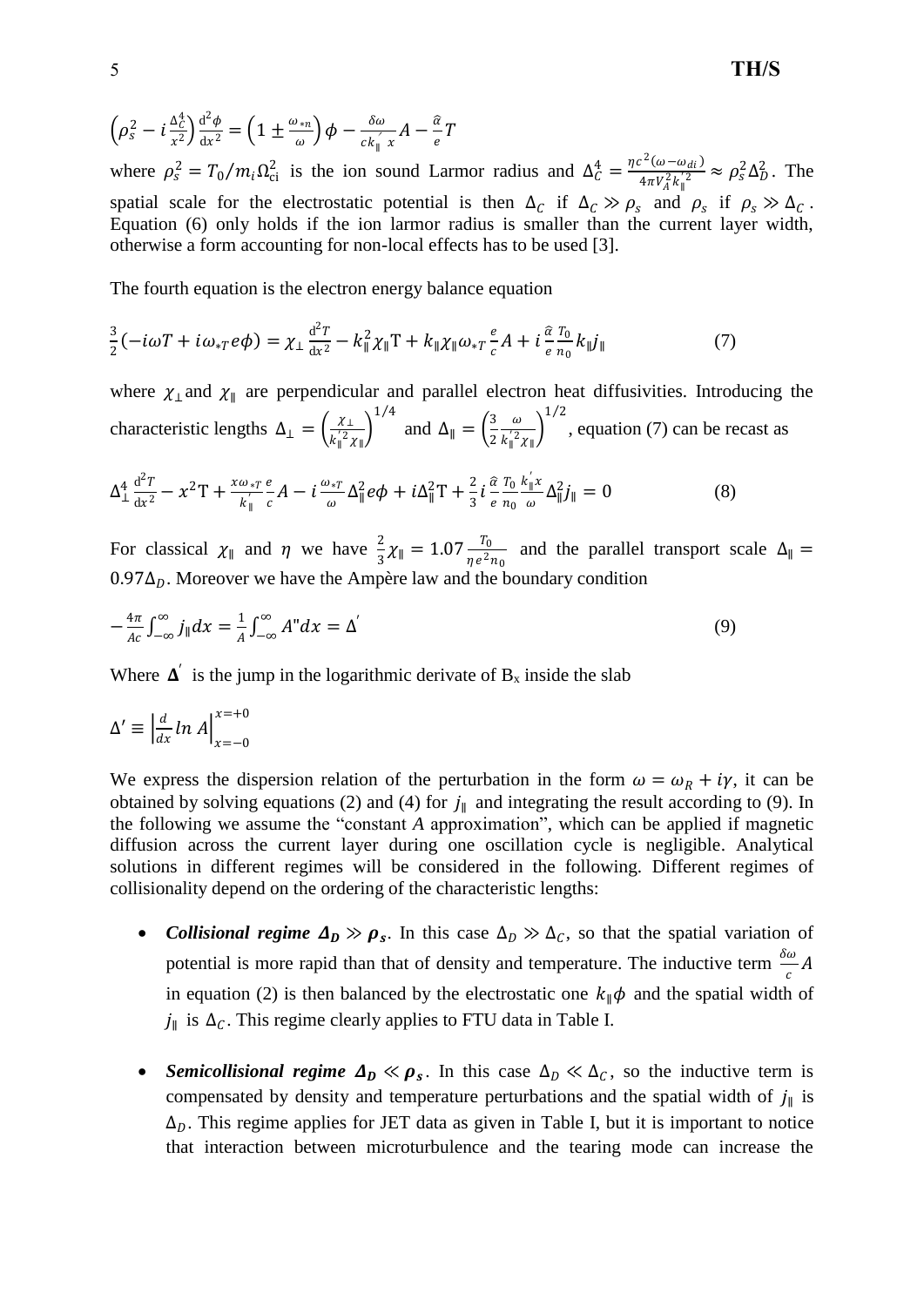$$\left(\rho_s^2 - i\frac{\Delta_C^4}{x^2}\right)\frac{\mathrm{d}^2\phi}{\mathrm{d}x^2} = \left(1 \pm \frac{\omega_{*n}}{\omega}\right)\phi - \frac{\delta\omega}{ck_{\parallel}^{'}x}A - \frac{\hat{\alpha}}{e}T$$

where $\rho_s^2 = T_0/m_i\Omega_{ci}^2$ is the ion sound Larmor radius and $\Delta_C^4 = \frac{\eta c^2(\omega-\omega_{di})}{4\pi V_A^2 k_{\parallel}^{'2}} \approx \rho_s^2\Delta_D^2$. The spatial scale for the electrostatic potential is then $\Delta_C$ if $\Delta_C \gg \rho_s$ and $\rho_s$ if $\rho_s \gg \Delta_C$. Equation (6) only holds if the ion larmor radius is smaller than the current layer width, otherwise a form accounting for non-local effects has to be used [3].

The fourth equation is the electron energy balance equation

$$\frac{3}{2}(-i\omega T + i\omega_{*T}e\phi) = \chi_{\perp}\frac{\mathrm{d}^2 T}{\mathrm{d}x^2} - k_{\parallel}^2\chi_{\parallel}\mathrm{T} + k_{\parallel}\chi_{\parallel}\omega_{*T}\frac{e}{c}A + i\frac{\hat{\alpha}}{e}\frac{T_0}{n_0}k_{\parallel}j_{\parallel} \qquad (7)$$

where $\chi_{\perp}$ and $\chi_{\parallel}$ are perpendicular and parallel electron heat diffusivities. Introducing the characteristic lengths $\Delta_{\perp} = \left(\frac{\chi_{\perp}}{k_{\parallel}^{'2}\chi_{\parallel}}\right)^{1/4}$ and $\Delta_{\parallel} = \left(\frac{3}{2}\frac{\omega}{k_{\parallel}^{'2}\chi_{\parallel}}\right)^{1/2}$, equation (7) can be recast as

$$\Delta_{\perp}^4\frac{\mathrm{d}^2 T}{\mathrm{d}x^2} - x^2\mathrm{T} + \frac{x\omega_{*T}}{k_{\parallel}^{'}}\frac{e}{c}A - i\frac{\omega_{*T}}{\omega}\Delta_{\parallel}^2 e\phi + i\Delta_{\parallel}^2\mathrm{T} + \frac{2}{3}i\frac{\hat{\alpha}}{e}\frac{T_0}{n_0}\frac{k_{\parallel}^{'}x}{\omega}\Delta_{\parallel}^2 j_{\parallel} = 0 \qquad (8)$$

For classical $\chi_{\parallel}$ and $\eta$ we have $\frac{2}{3}\chi_{\parallel} = 1.07\frac{T_0}{\eta e^2 n_0}$ and the parallel transport scale $\Delta_{\parallel} = 0.97\Delta_D$. Moreover we have the Ampère law and the boundary condition

$$-\frac{4\pi}{Ac}\int_{-\infty}^{\infty} j_{\parallel}dx = \frac{1}{A}\int_{-\infty}^{\infty} A''dx = \Delta^{'} \qquad (9)$$

Where $\boldsymbol{\Delta}^{'}$ is the jump in the logarithmic derivate of $B_x$ inside the slab

$$\Delta' \equiv \left|\frac{d}{dx}\ln A\right|_{x=-0}^{x=+0}$$

We express the dispersion relation of the perturbation in the form $\omega = \omega_R + i\gamma$, it can be obtained by solving equations (2) and (4) for $j_{\parallel}$ and integrating the result according to (9). In the following we assume the "constant *A* approximation", which can be applied if magnetic diffusion across the current layer during one oscillation cycle is negligible. Analytical solutions in different regimes will be considered in the following. Different regimes of collisionality depend on the ordering of the characteristic lengths:

- ***Collisional regime*** $\boldsymbol{\Delta_D \gg \rho_s}$. In this case $\Delta_D \gg \Delta_C$, so that the spatial variation of potential is more rapid than that of density and temperature. The inductive term $\frac{\delta\omega}{c}A$ in equation (2) is then balanced by the electrostatic one $k_{\parallel}\phi$ and the spatial width of $j_{\parallel}$ is $\Delta_C$. This regime clearly applies to FTU data in Table I.

- ***Semicollisional regime*** $\boldsymbol{\Delta_D \ll \rho_s}$. In this case $\Delta_D \ll \Delta_C$, so the inductive term is compensated by density and temperature perturbations and the spatial width of $j_{\parallel}$ is $\Delta_D$. This regime applies for JET data as given in Table I, but it is important to notice that interaction between microturbulence and the tearing mode can increase the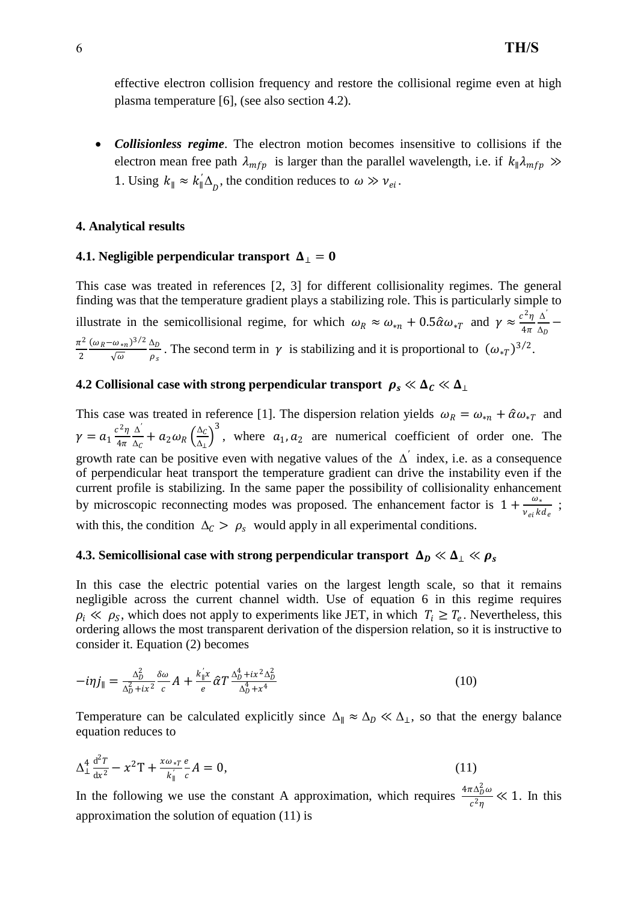effective electron collision frequency and restore the collisional regime even at high plasma temperature [6], (see also section 4.2).

- ***Collisionless regime***. The electron motion becomes insensitive to collisions if the electron mean free path $\lambda_{mfp}$ is larger than the parallel wavelength, i.e. if $k_{\parallel}\lambda_{mfp} \gg 1$. Using $k_{\parallel} \approx k_{\parallel}^{'}\Delta_{D}$, the condition reduces to $\omega \gg \nu_{ei}$.

### 4. Analytical results

#### 4.1. Negligible perpendicular transport $\Delta_{\perp} = 0$

This case was treated in references [2, 3] for different collisionality regimes. The general finding was that the temperature gradient plays a stabilizing role. This is particularly simple to illustrate in the semicollisional regime, for which $\omega_R \approx \omega_{*n} + 0.5\hat{\alpha}\omega_{*T}$ and $\gamma \approx \frac{c^2\eta}{4\pi}\frac{\Delta^{'}}{\Delta_D} - \frac{\pi^2}{2}\frac{(\omega_R - \omega_{*n})^{3/2}}{\sqrt{\omega}}\frac{\Delta_D}{\rho_s}$. The second term in $\gamma$ is stabilizing and it is proportional to $(\omega_{*T})^{3/2}$.

#### 4.2 Collisional case with strong perpendicular transport $\rho_s \ll \Delta_C \ll \Delta_{\perp}$

This case was treated in reference [1]. The dispersion relation yields $\omega_R = \omega_{*n} + \hat{\alpha}\omega_{*T}$ and $\gamma = a_1\frac{c^2\eta}{4\pi}\frac{\Delta^{'}}{\Delta_C} + a_2\omega_R\left(\frac{\Delta_C}{\Delta_{\perp}}\right)^3$, where $a_1, a_2$ are numerical coefficient of order one. The growth rate can be positive even with negative values of the $\Delta^{'}$ index, i.e. as a consequence of perpendicular heat transport the temperature gradient can drive the instability even if the current profile is stabilizing. In the same paper the possibility of collisionality enhancement by microscopic reconnecting modes was proposed. The enhancement factor is $1 + \frac{\omega_*}{\nu_{ei}kd_e}$; with this, the condition $\Delta_C > \rho_s$ would apply in all experimental conditions.

#### 4.3. Semicollisional case with strong perpendicular transport $\Delta_D \ll \Delta_{\perp} \ll \rho_s$

In this case the electric potential varies on the largest length scale, so that it remains negligible across the current channel width. Use of equation 6 in this regime requires $\rho_i \ll \rho_S$, which does not apply to experiments like JET, in which $T_i \geq T_e$. Nevertheless, this ordering allows the most transparent derivation of the dispersion relation, so it is instructive to consider it. Equation (2) becomes

$$-i\eta j_{\parallel} = \frac{\Delta_D^2}{\Delta_D^2 + ix^2}\frac{\delta\omega}{c}A + \frac{k_{\parallel}^{'}x}{e}\hat{\alpha}T\frac{\Delta_D^4 + ix^2\Delta_D^2}{\Delta_D^4 + x^4} \qquad (10)$$

Temperature can be calculated explicitly since $\Delta_{\parallel} \approx \Delta_D \ll \Delta_{\perp}$, so that the energy balance equation reduces to

$$\Delta_{\perp}^4\frac{\mathrm{d}^2T}{\mathrm{d}x^2} - x^2\mathrm{T} + \frac{x\omega_{*T}}{k_{\parallel}^{'}}\frac{e}{c}A = 0, \qquad (11)$$

In the following we use the constant A approximation, which requires $\frac{4\pi\Delta_D^2\omega}{c^2\eta} \ll 1$. In this approximation the solution of equation (11) is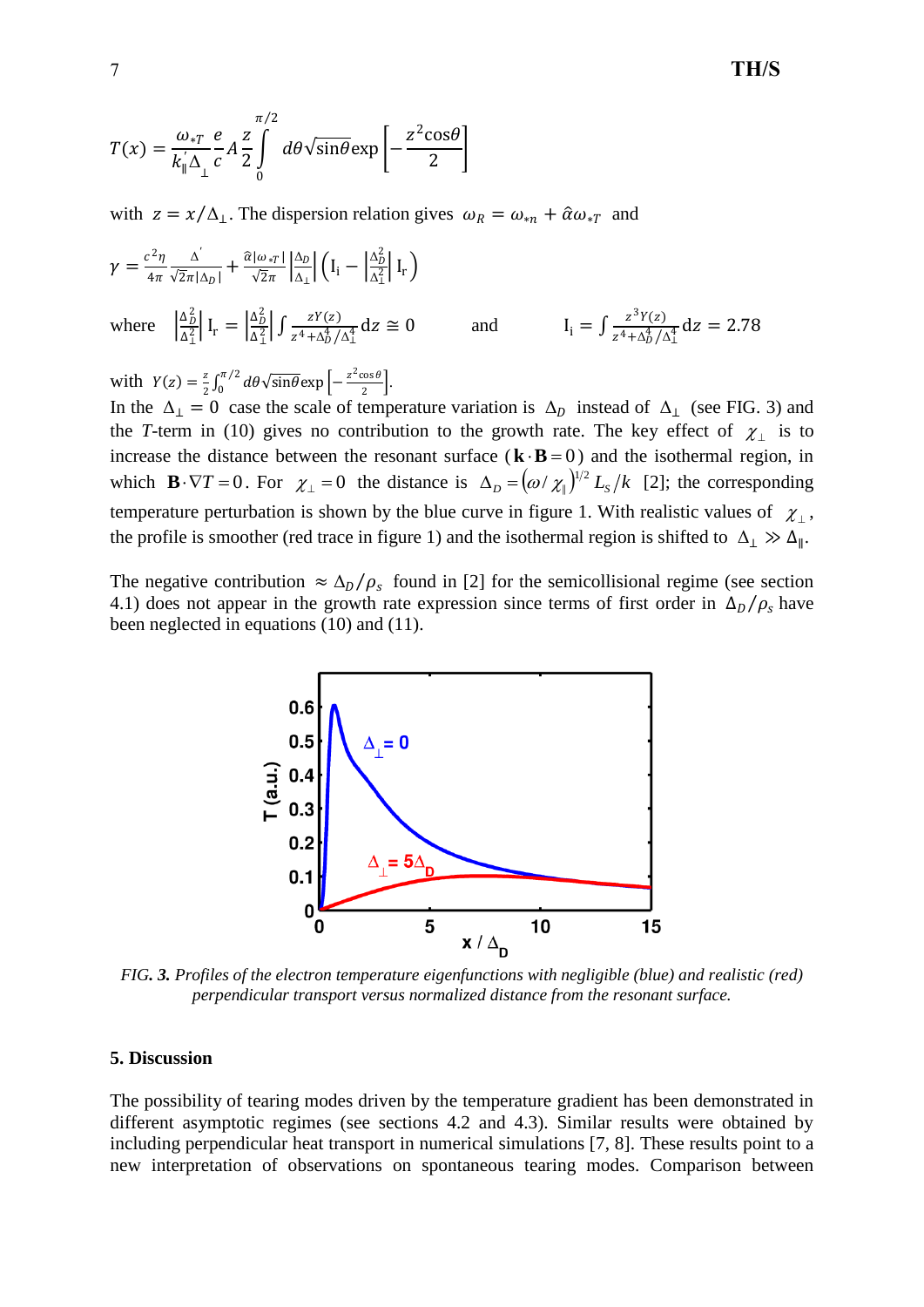$$T(x) = \frac{\omega_{*T}}{k_{\|}^{'}\Delta_{\perp}} \frac{e}{c} A \frac{z}{2} \int_0^{\pi/2} d\theta \sqrt{\sin\theta} \exp\left[-\frac{z^2\cos\theta}{2}\right]$$

with $z = x/\Delta_\perp$. The dispersion relation gives $\omega_R = \omega_{*n} + \hat{\alpha}\omega_{*T}$ and

$$\gamma = \frac{c^2\eta}{4\pi} \frac{\Delta^{'}}{\sqrt{2\pi}|\Delta_D|} + \frac{\hat{\alpha}|\omega_{*T}|}{\sqrt{2\pi}} \left|\frac{\Delta_D}{\Delta_\perp}\right| \left(\mathrm{I_i} - \left|\frac{\Delta_D^2}{\Delta_\perp^2}\right| \mathrm{I_r}\right)$$

where $\left|\frac{\Delta_D^2}{\Delta_\perp^2}\right| \mathrm{I_r} = \left|\frac{\Delta_D^2}{\Delta_\perp^2}\right| \int \frac{zY(z)}{z^4 + \Delta_D^4/\Delta_\perp^4} dz \cong 0$ and $\mathrm{I_i} = \int \frac{z^3 Y(z)}{z^4 + \Delta_D^4/\Delta_\perp^4} dz = 2.78$

with $Y(z) = \frac{z}{2}\int_0^{\pi/2} d\theta \sqrt{\sin\theta} \exp\left[-\frac{z^2\cos\theta}{2}\right]$.

In the $\Delta_\perp = 0$ case the scale of temperature variation is $\Delta_D$ instead of $\Delta_\perp$ (see FIG. 3) and the $T$-term in (10) gives no contribution to the growth rate. The key effect of $\chi_\perp$ is to increase the distance between the resonant surface ($\mathbf{k} \cdot \mathbf{B} = 0$) and the isothermal region, in which $\mathbf{B} \cdot \nabla T = 0$. For $\chi_\perp = 0$ the distance is $\Delta_D = (\omega/\chi_\|)^{1/2} L_S/k$ [2]; the corresponding temperature perturbation is shown by the blue curve in figure 1. With realistic values of $\chi_\perp$, the profile is smoother (red trace in figure 1) and the isothermal region is shifted to $\Delta_\perp \gg \Delta_\|$.

The negative contribution $\approx \Delta_D/\rho_s$ found in [2] for the semicollisional regime (see section 4.1) does not appear in the growth rate expression since terms of first order in $\Delta_D/\rho_s$ have been neglected in equations (10) and (11).

*FIG. 3. Profiles of the electron temperature eigenfunctions with negligible (blue) and realistic (red) perpendicular transport versus normalized distance from the resonant surface.*

## 5. Discussion

The possibility of tearing modes driven by the temperature gradient has been demonstrated in different asymptotic regimes (see sections 4.2 and 4.3). Similar results were obtained by including perpendicular heat transport in numerical simulations [7, 8]. These results point to a new interpretation of observations on spontaneous tearing modes. Comparison between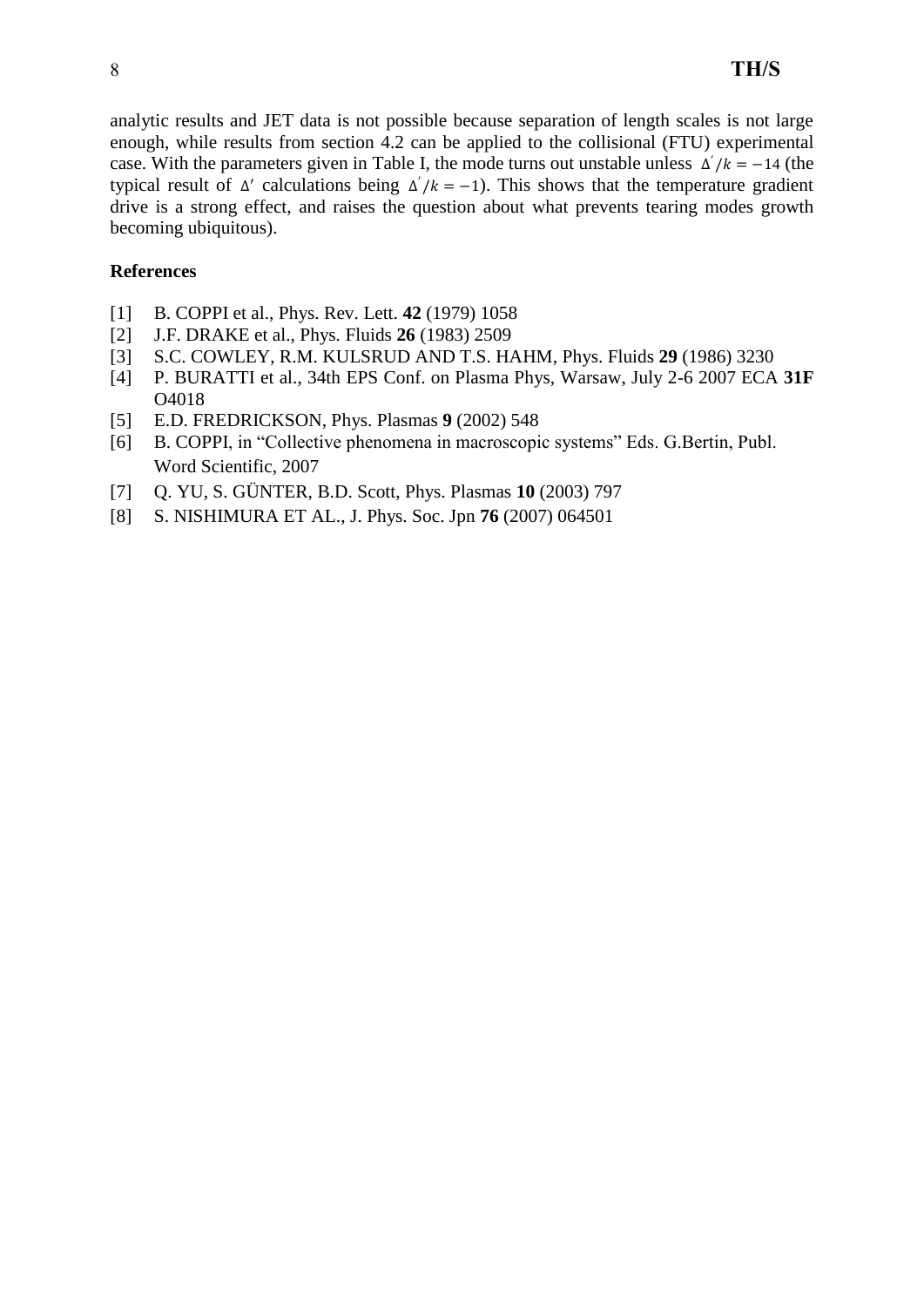analytic results and JET data is not possible because separation of length scales is not large enough, while results from section 4.2 can be applied to the collisional (FTU) experimental case. With the parameters given in Table I, the mode turns out unstable unless $\Delta'/k = -14$ (the typical result of $\Delta'$ calculations being $\Delta'/k = -1$). This shows that the temperature gradient drive is a strong effect, and raises the question about what prevents tearing modes growth becoming ubiquitous).

**References**

[1] B. COPPI et al., Phys. Rev. Lett. **42** (1979) 1058

[2] J.F. DRAKE et al., Phys. Fluids **26** (1983) 2509

[3] S.C. COWLEY, R.M. KULSRUD AND T.S. HAHM, Phys. Fluids **29** (1986) 3230

[4] P. BURATTI et al., 34th EPS Conf. on Plasma Phys, Warsaw, July 2-6 2007 ECA **31F** O4018

[5] E.D. FREDRICKSON, Phys. Plasmas **9** (2002) 548

[6] B. COPPI, in "Collective phenomena in macroscopic systems" Eds. G.Bertin, Publ. Word Scientific, 2007

[7] Q. YU, S. GÜNTER, B.D. Scott, Phys. Plasmas **10** (2003) 797

[8] S. NISHIMURA ET AL., J. Phys. Soc. Jpn **76** (2007) 064501